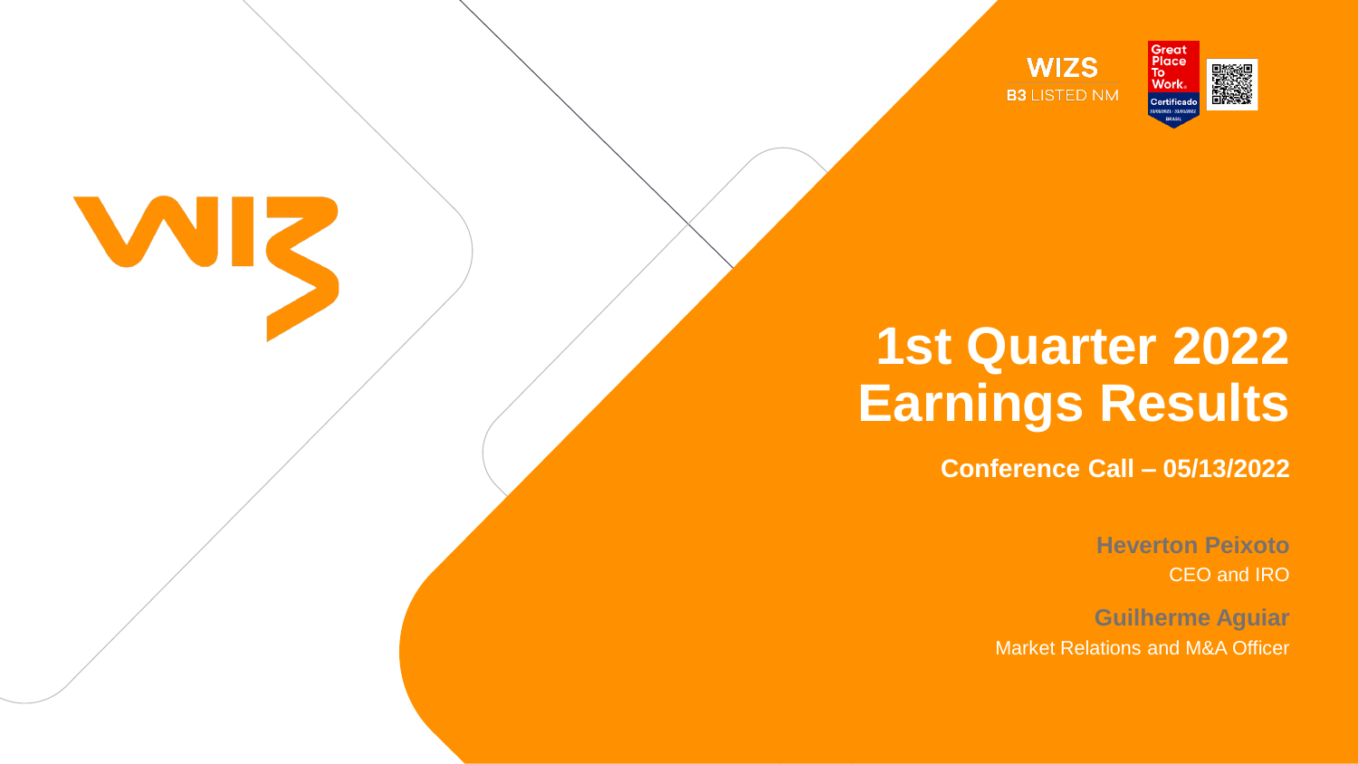WIZS
B3 LISTED NM

Great Place To Work® Certificado

# 1st Quarter 2022 Earnings Results

**Conference Call – 05/13/2022**

**Heverton Peixoto**
CEO and IRO

**Guilherme Aguiar**
Market Relations and M&A Officer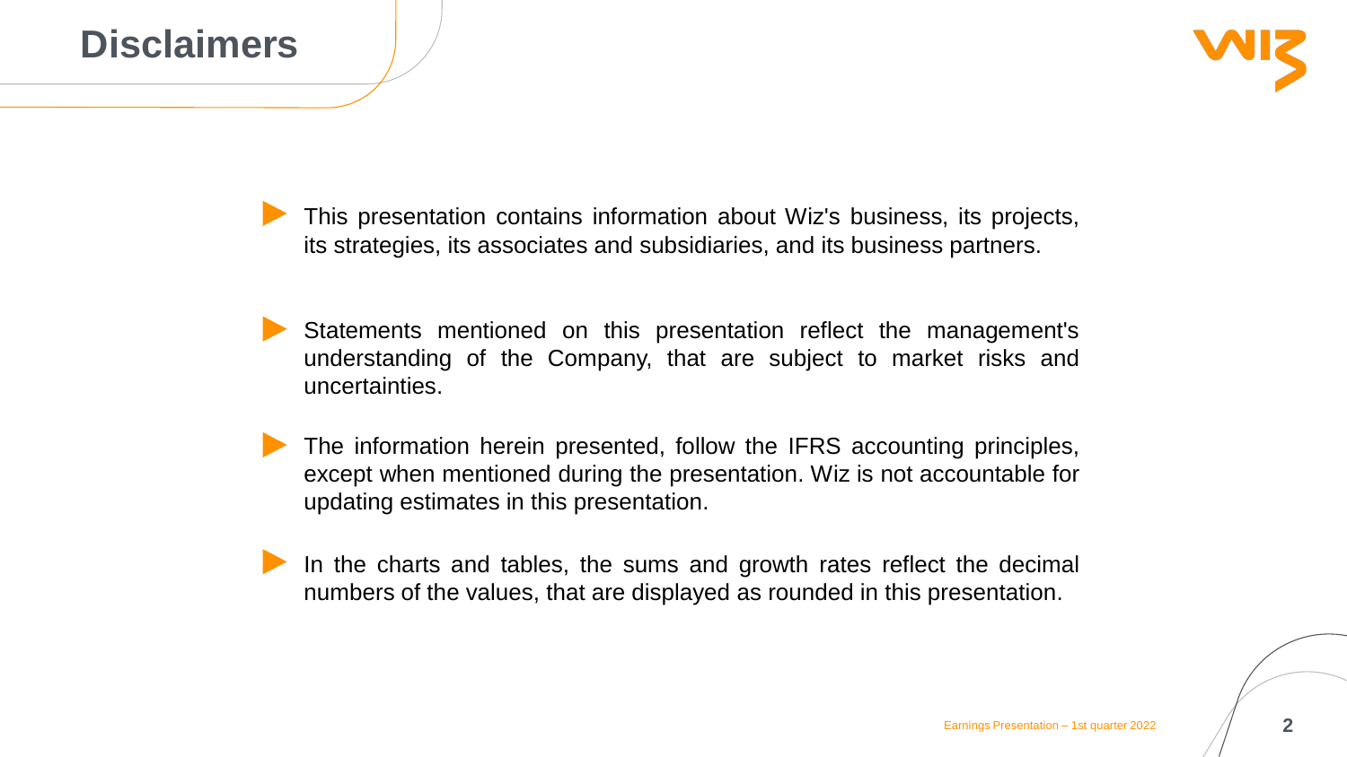# Disclaimers

- This presentation contains information about Wiz's business, its projects, its strategies, its associates and subsidiaries, and its business partners.

- Statements mentioned on this presentation reflect the management's understanding of the Company, that are subject to market risks and uncertainties.

- The information herein presented, follow the IFRS accounting principles, except when mentioned during the presentation. Wiz is not accountable for updating estimates in this presentation.

- In the charts and tables, the sums and growth rates reflect the decimal numbers of the values, that are displayed as rounded in this presentation.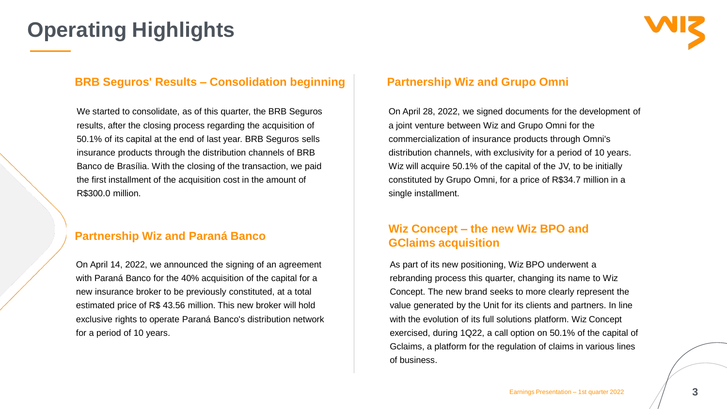# Operating Highlights

## BRB Seguros' Results – Consolidation beginning

We started to consolidate, as of this quarter, the BRB Seguros results, after the closing process regarding the acquisition of 50.1% of its capital at the end of last year. BRB Seguros sells insurance products through the distribution channels of BRB Banco de Brasília. With the closing of the transaction, we paid the first installment of the acquisition cost in the amount of R$300.0 million.

## Partnership Wiz and Paraná Banco

On April 14, 2022, we announced the signing of an agreement with Paraná Banco for the 40% acquisition of the capital for a new insurance broker to be previously constituted, at a total estimated price of R$ 43.56 million. This new broker will hold exclusive rights to operate Paraná Banco's distribution network for a period of 10 years.

## Partnership Wiz and Grupo Omni

On April 28, 2022, we signed documents for the development of a joint venture between Wiz and Grupo Omni for the commercialization of insurance products through Omni's distribution channels, with exclusivity for a period of 10 years. Wiz will acquire 50.1% of the capital of the JV, to be initially constituted by Grupo Omni, for a price of R$34.7 million in a single installment.

## Wiz Concept – the new Wiz BPO and GClaims acquisition

As part of its new positioning, Wiz BPO underwent a rebranding process this quarter, changing its name to Wiz Concept. The new brand seeks to more clearly represent the value generated by the Unit for its clients and partners. In line with the evolution of its full solutions platform. Wiz Concept exercised, during 1Q22, a call option on 50.1% of the capital of Gclaims, a platform for the regulation of claims in various lines of business.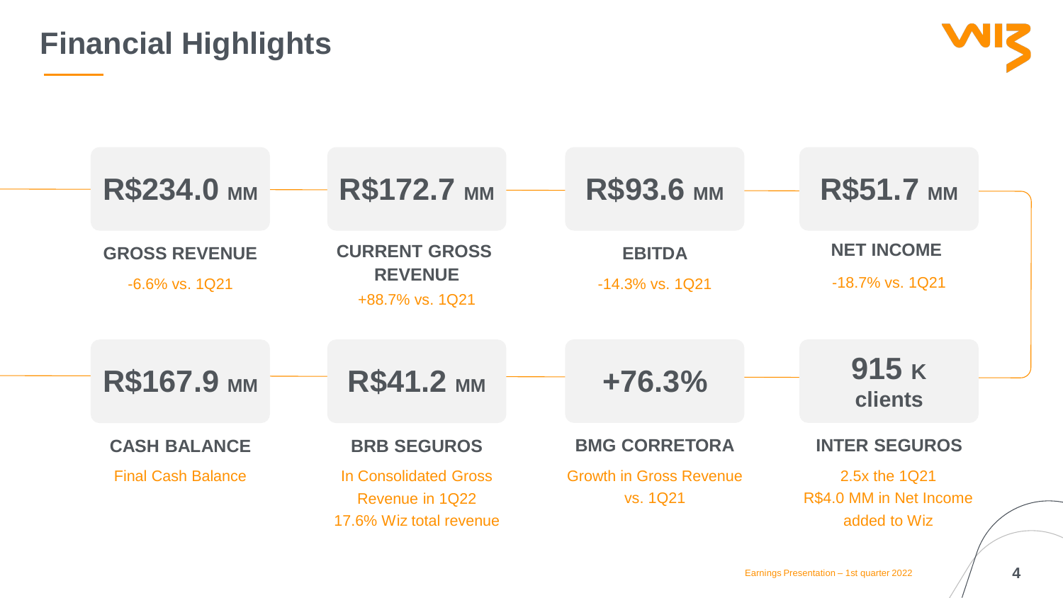# Financial Highlights

**R$234.0 MM**

**GROSS REVENUE**

-6.6% vs. 1Q21

**R$172.7 MM**

**CURRENT GROSS REVENUE**

+88.7% vs. 1Q21

**R$93.6 MM**

**EBITDA**

-14.3% vs. 1Q21

**R$51.7 MM**

**NET INCOME**

-18.7% vs. 1Q21

**R$167.9 MM**

**CASH BALANCE**

Final Cash Balance

**R$41.2 MM**

**BRB SEGUROS**

In Consolidated Gross Revenue in 1Q22

17.6% Wiz total revenue

**+76.3%**

**BMG CORRETORA**

Growth in Gross Revenue vs. 1Q21

**915 K clients**

**INTER SEGUROS**

2.5x the 1Q21

R$4.0 MM in Net Income added to Wiz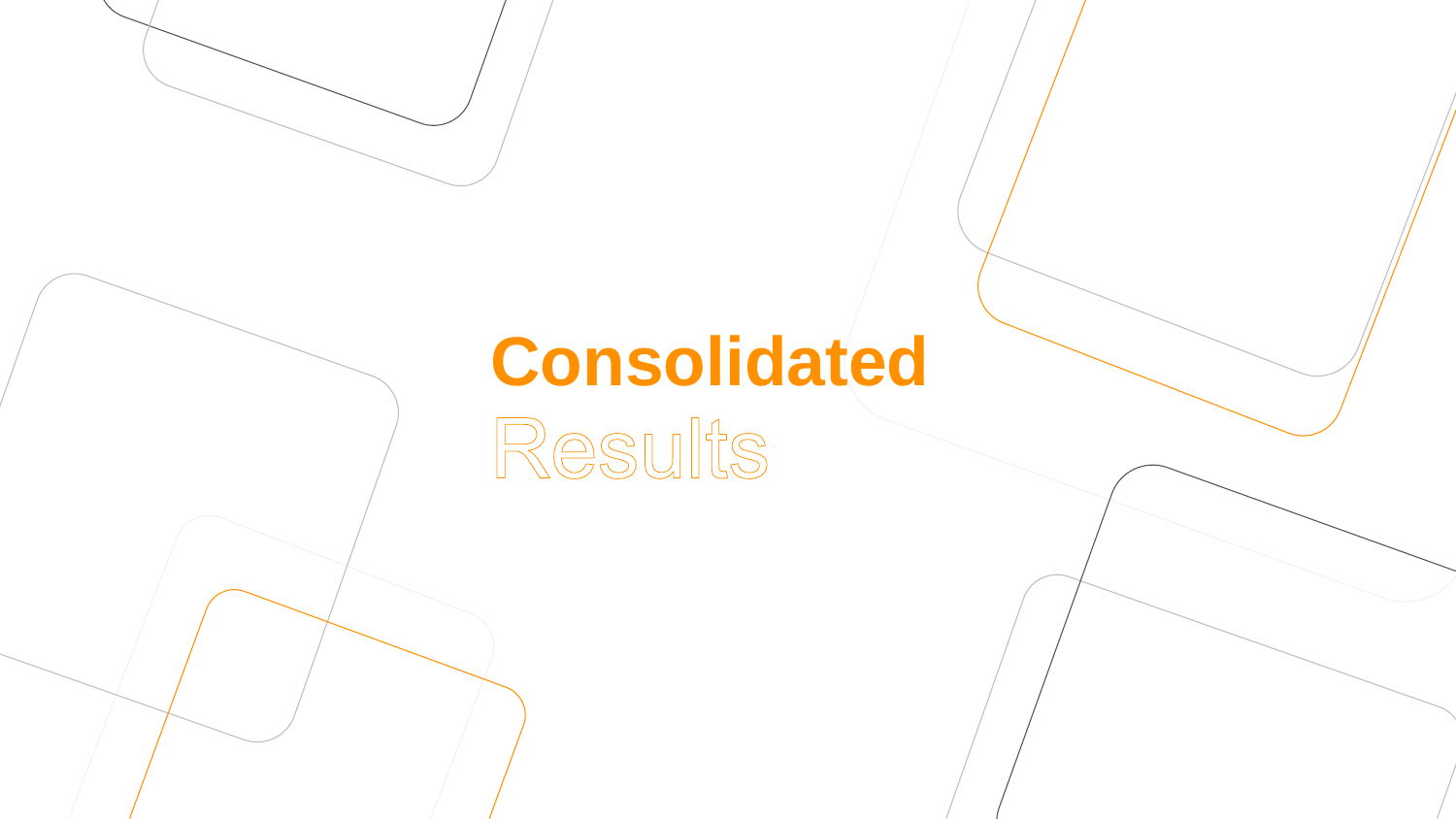# Consolidated Results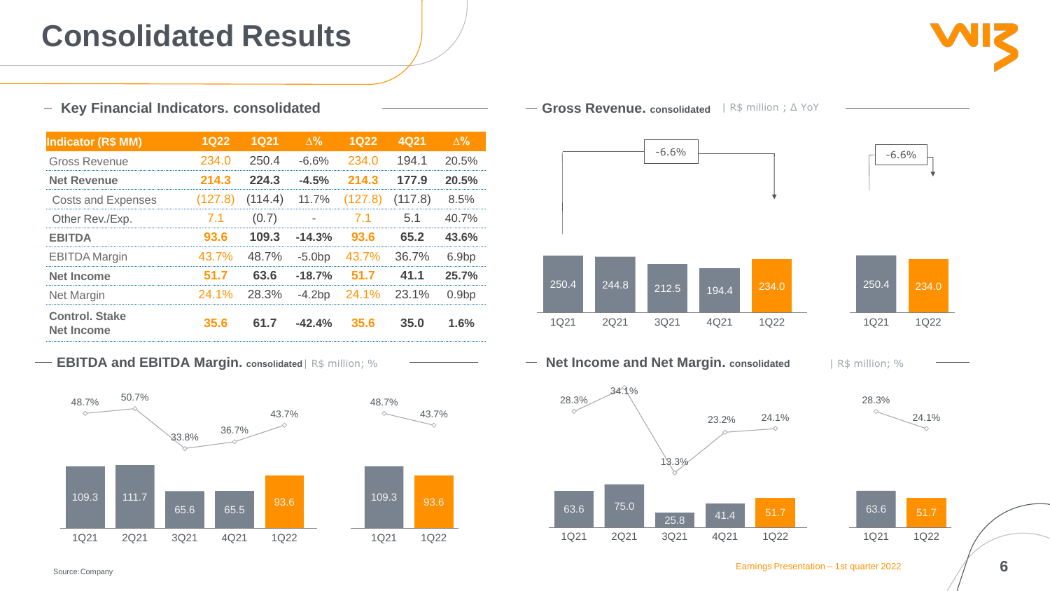# Consolidated Results

## Key Financial Indicators. consolidated

| Indicator (R$ MM) | 1Q22 | 1Q21 | ∆% | 1Q22 | 4Q21 | ∆% |
|---|---|---|---|---|---|---|
| Gross Revenue | 234.0 | 250.4 | -6.6% | 234.0 | 194.1 | 20.5% |
| **Net Revenue** | **214.3** | **224.3** | **-4.5%** | **214.3** | **177.9** | **20.5%** |
| Costs and Expenses | (127.8) | (114.4) | 11.7% | (127.8) | (117.8) | 8.5% |
| Other Rev./Exp. | 7.1 | (0.7) | - | 7.1 | 5.1 | 40.7% |
| **EBITDA** | **93.6** | **109.3** | **-14.3%** | **93.6** | **65.2** | **43.6%** |
| EBITDA Margin | 43.7% | 48.7% | -5.0bp | 43.7% | 36.7% | 6.9bp |
| **Net Income** | **51.7** | **63.6** | **-18.7%** | **51.7** | **41.1** | **25.7%** |
| Net Margin | 24.1% | 28.3% | -4.2bp | 24.1% | 23.1% | 0.9bp |
| **Control. Stake Net Income** | **35.6** | **61.7** | **-42.4%** | **35.6** | **35.0** | **1.6%** |

## Gross Revenue. consolidated | R$ million ; ∆ YoY

| | 1Q21 | 2Q21 | 3Q21 | 4Q21 | 1Q22 |
|---|---|---|---|---|---|
| Gross Revenue | 250.4 | 244.8 | 212.5 | 194.4 | 234.0 |

1Q21 → 1Q22: -6.6%

| | 1Q21 | 1Q22 |
|---|---|---|
| Gross Revenue | 250.4 | 234.0 |

1Q21 → 1Q22: -6.6%

## EBITDA and EBITDA Margin. consolidated | R$ million; %

| | 1Q21 | 2Q21 | 3Q21 | 4Q21 | 1Q22 |
|---|---|---|---|---|---|
| EBITDA | 109.3 | 111.7 | 65.6 | 65.5 | 93.6 |
| EBITDA Margin | 48.7% | 50.7% | 33.8% | 36.7% | 43.7% |

| | 1Q21 | 1Q22 |
|---|---|---|
| EBITDA | 109.3 | 93.6 |
| EBITDA Margin | 48.7% | 43.7% |

## Net Income and Net Margin. consolidated | R$ million; %

| | 1Q21 | 2Q21 | 3Q21 | 4Q21 | 1Q22 |
|---|---|---|---|---|---|
| Net Income | 63.6 | 75.0 | 25.8 | 41.4 | 51.7 |
| Net Margin | 28.3% | 34.1% | 13.3% | 23.2% | 24.1% |

| | 1Q21 | 1Q22 |
|---|---|---|
| Net Income | 63.6 | 51.7 |
| Net Margin | 28.3% | 24.1% |

Source: Company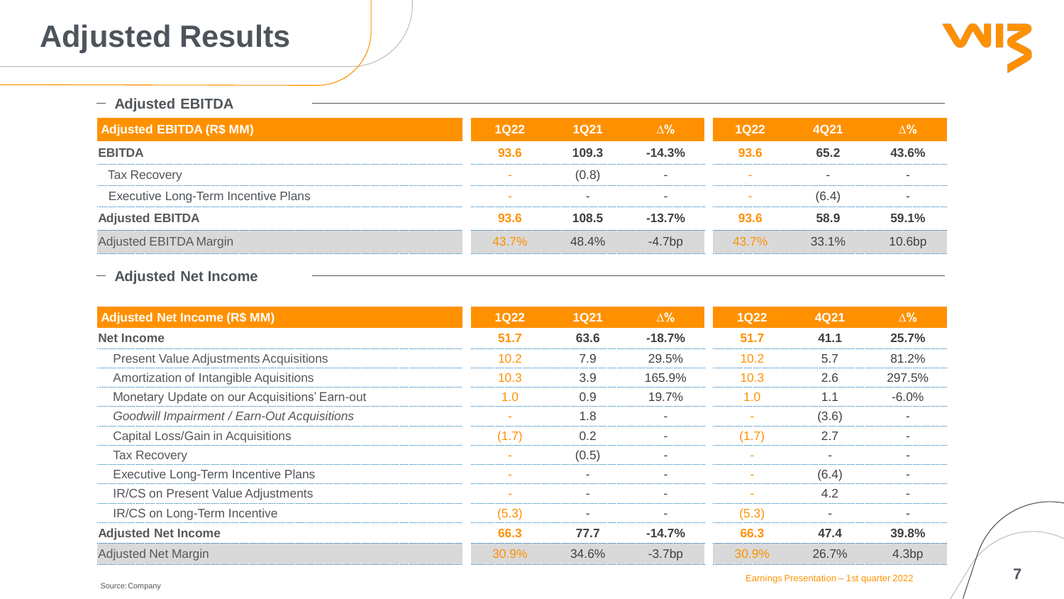# Adjusted Results

## Adjusted EBITDA

| Adjusted EBITDA (R$ MM) | 1Q22 | 1Q21 | ∆% | 1Q22 | 4Q21 | ∆% |
|---|---|---|---|---|---|---|
| **EBITDA** | **93.6** | **109.3** | **-14.3%** | **93.6** | **65.2** | **43.6%** |
| Tax Recovery | - | (0.8) | - | - | - | - |
| Executive Long-Term Incentive Plans | - | - | - | - | (6.4) | - |
| **Adjusted EBITDA** | **93.6** | **108.5** | **-13.7%** | **93.6** | **58.9** | **59.1%** |
| Adjusted EBITDA Margin | 43.7% | 48.4% | -4.7bp | 43.7% | 33.1% | 10.6bp |

## Adjusted Net Income

| Adjusted Net Income (R$ MM) | 1Q22 | 1Q21 | ∆% | 1Q22 | 4Q21 | ∆% |
|---|---|---|---|---|---|---|
| **Net Income** | **51.7** | **63.6** | **-18.7%** | **51.7** | **41.1** | **25.7%** |
| Present Value Adjustments Acquisitions | 10.2 | 7.9 | 29.5% | 10.2 | 5.7 | 81.2% |
| Amortization of Intangible Aquisitions | 10.3 | 3.9 | 165.9% | 10.3 | 2.6 | 297.5% |
| Monetary Update on our Acquisitions' Earn-out | 1.0 | 0.9 | 19.7% | 1.0 | 1.1 | -6.0% |
| *Goodwill Impairment / Earn-Out Acquisitions* | - | 1.8 | - | - | (3.6) | - |
| Capital Loss/Gain in Acquisitions | (1.7) | 0.2 | - | (1.7) | 2.7 | - |
| Tax Recovery | - | (0.5) | - | - | - | - |
| Executive Long-Term Incentive Plans | - | - | - | - | (6.4) | - |
| IR/CS on Present Value Adjustments | - | - | - | - | 4.2 | - |
| IR/CS on Long-Term Incentive | (5.3) | - | - | (5.3) | - | - |
| **Adjusted Net Income** | **66.3** | **77.7** | **-14.7%** | **66.3** | **47.4** | **39.8%** |
| Adjusted Net Margin | 30.9% | 34.6% | -3.7bp | 30.9% | 26.7% | 4.3bp |

Source: Company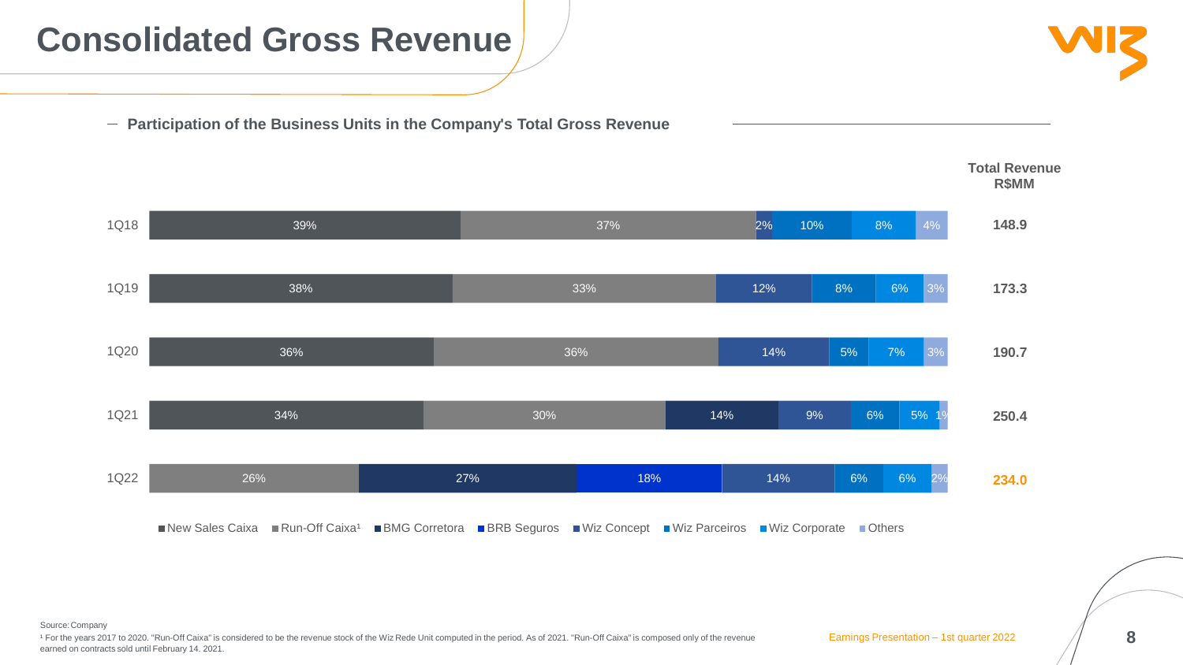# Consolidated Gross Revenue

## Participation of the Business Units in the Company's Total Gross Revenue

| | New Sales Caixa | Run-Off Caixa[1] | BMG Corretora | BRB Seguros | Wiz Concept | Wiz Parceiros | Wiz Corporate | Others | Total Revenue R$MM |
|---|---|---|---|---|---|---|---|---|---|
| 1Q18 | 39% | 37% | | | 2% | 10% | 8% | 4% | 148.9 |
| 1Q19 | 38% | 33% | | | 12% | 8% | 6% | 3% | 173.3 |
| 1Q20 | 36% | 36% | | | 14% | 5% | 7% | 3% | 190.7 |
| 1Q21 | 34% | 30% | 14% | | 9% | 6% | 5% | 1% | 250.4 |
| 1Q22 | | 26% | 27% | 18% | 14% | 6% | 6% | 2% | **234.0** |

Source: Company

[1] For the years 2017 to 2020. "Run-Off Caixa" is considered to be the revenue stock of the Wiz Rede Unit computed in the period. As of 2021. "Run-Off Caixa" is composed only of the revenue earned on contracts sold until February 14. 2021.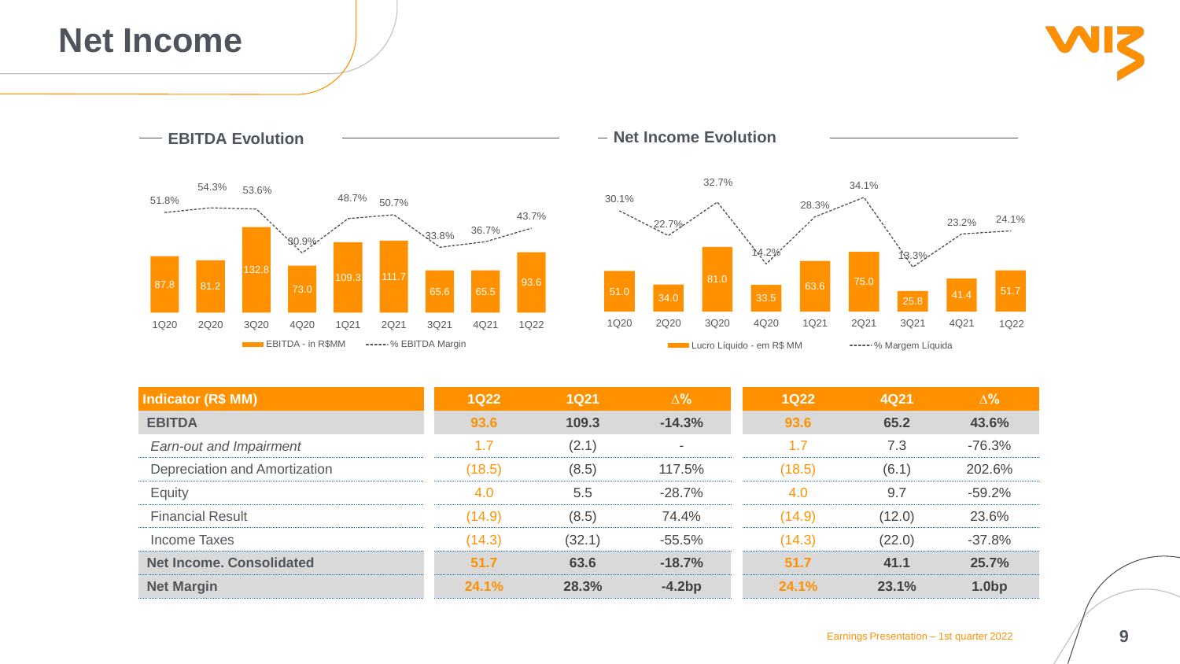# Net Income

## EBITDA Evolution

| | 1Q20 | 2Q20 | 3Q20 | 4Q20 | 1Q21 | 2Q21 | 3Q21 | 4Q21 | 1Q22 |
|---|---|---|---|---|---|---|---|---|---|
| EBITDA - in R$MM | 87.8 | 81.2 | 132.8 | 73.0 | 109.3 | 111.7 | 65.6 | 65.5 | 93.6 |
| % EBITDA Margin | 51.8% | 54.3% | 53.6% | 30.9% | 48.7% | 50.7% | 33.8% | 36.7% | 43.7% |

## Net Income Evolution

| | 1Q20 | 2Q20 | 3Q20 | 4Q20 | 1Q21 | 2Q21 | 3Q21 | 4Q21 | 1Q22 |
|---|---|---|---|---|---|---|---|---|---|
| Lucro Líquido - em R$ MM | 51.0 | 34.0 | 81.0 | 33.5 | 63.6 | 75.0 | 25.8 | 41.4 | 51.7 |
| % Margem Líquida | 30.1% | 22.7% | 32.7% | 14.2% | 28.3% | 34.1% | 13.3% | 23.2% | 24.1% |

| Indicator (R$ MM) | 1Q22 | 1Q21 | Δ% | 1Q22 | 4Q21 | Δ% |
|---|---|---|---|---|---|---|
| **EBITDA** | **93.6** | **109.3** | **-14.3%** | **93.6** | **65.2** | **43.6%** |
| *Earn-out and Impairment* | 1.7 | (2.1) | - | 1.7 | 7.3 | -76.3% |
| Depreciation and Amortization | (18.5) | (8.5) | 117.5% | (18.5) | (6.1) | 202.6% |
| Equity | 4.0 | 5.5 | -28.7% | 4.0 | 9.7 | -59.2% |
| Financial Result | (14.9) | (8.5) | 74.4% | (14.9) | (12.0) | 23.6% |
| Income Taxes | (14.3) | (32.1) | -55.5% | (14.3) | (22.0) | -37.8% |
| **Net Income. Consolidated** | **51.7** | **63.6** | **-18.7%** | **51.7** | **41.1** | **25.7%** |
| **Net Margin** | **24.1%** | **28.3%** | **-4.2bp** | **24.1%** | **23.1%** | **1.0bp** |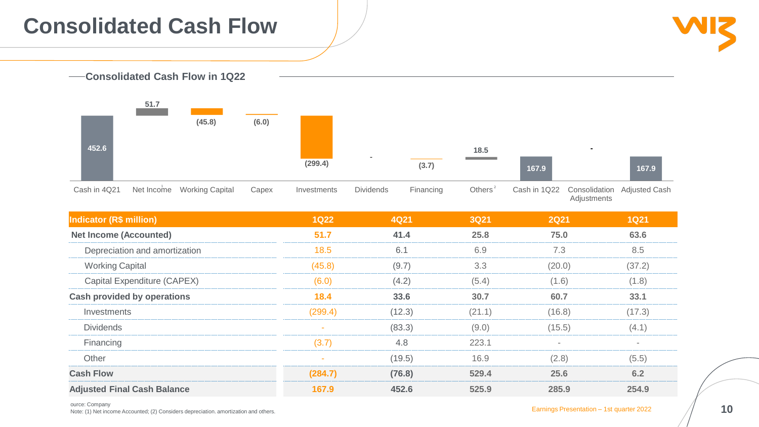# Consolidated Cash Flow

## Consolidated Cash Flow in 1Q22

| Cash in 4Q21 | Net Income[1] | Working Capital | Capex | Investments | Dividends | Financing | Others[2] | Cash in 1Q22 | Consolidation Adjustments | Adjusted Cash |
|---|---|---|---|---|---|---|---|---|---|---|
| 452.6 | 51.7 | (45.8) | (6.0) | (299.4) | - | (3.7) | 18.5 | 167.9 | - | 167.9 |

| Indicator (R$ million) | 1Q22 | 4Q21 | 3Q21 | 2Q21 | 1Q21 |
|---|---|---|---|---|---|
| **Net Income (Accounted)** | **51.7** | **41.4** | **25.8** | **75.0** | **63.6** |
| Depreciation and amortization | 18.5 | 6.1 | 6.9 | 7.3 | 8.5 |
| Working Capital | (45.8) | (9.7) | 3.3 | (20.0) | (37.2) |
| Capital Expenditure (CAPEX) | (6.0) | (4.2) | (5.4) | (1.6) | (1.8) |
| **Cash provided by operations** | **18.4** | **33.6** | **30.7** | **60.7** | **33.1** |
| Investments | (299.4) | (12.3) | (21.1) | (16.8) | (17.3) |
| Dividends | - | (83.3) | (9.0) | (15.5) | (4.1) |
| Financing | (3.7) | 4.8 | 223.1 | - | - |
| Other | - | (19.5) | 16.9 | (2.8) | (5.5) |
| **Cash Flow** | **(284.7)** | **(76.8)** | **529.4** | **25.6** | **6.2** |
| **Adjusted Final Cash Balance** | **167.9** | **452.6** | **525.9** | **285.9** | **254.9** |

ource: Company
Note: (1) Net income Accounted; (2) Considers depreciation. amortization and others.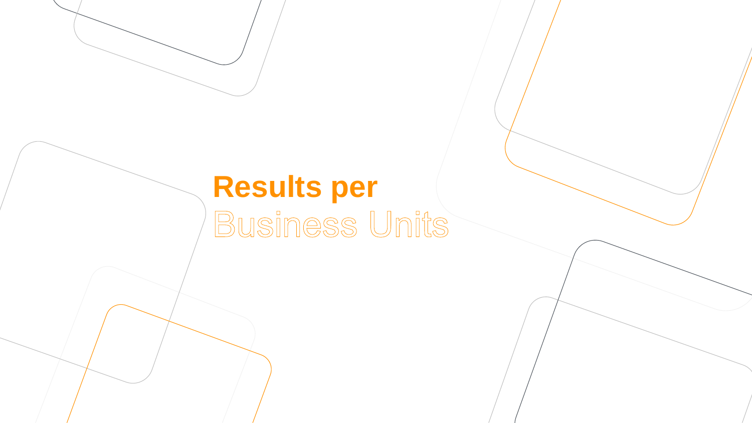# Results per Business Units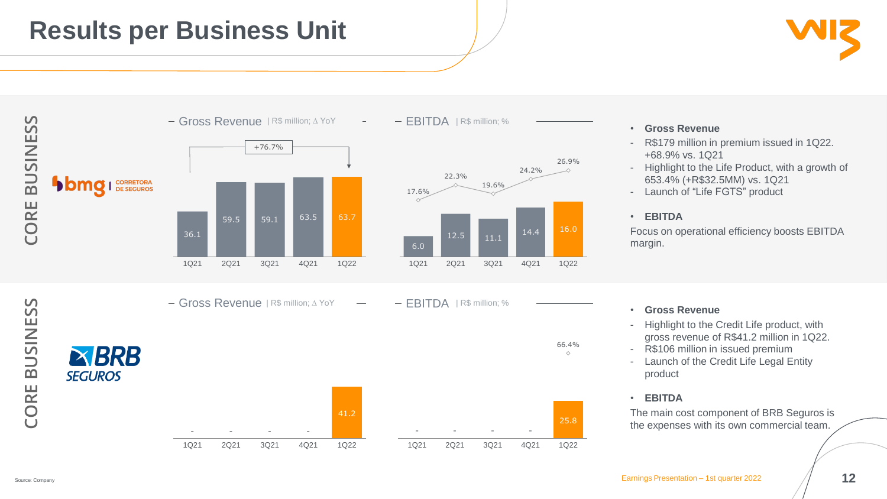# Results per Business Unit

## CORE BUSINESS — bmg | CORRETORA DE SEGUROS

**Gross Revenue** | R$ million; Δ YoY

| | 1Q21 | 2Q21 | 3Q21 | 4Q21 | 1Q22 |
|---|---|---|---|---|---|
| Gross Revenue | 36.1 | 59.5 | 59.1 | 63.5 | 63.7 |

+76.7% (1Q21 vs. 1Q22)

**EBITDA** | R$ million; %

| | 1Q21 | 2Q21 | 3Q21 | 4Q21 | 1Q22 |
|---|---|---|---|---|---|
| EBITDA | 6.0 | 12.5 | 11.1 | 14.4 | 16.0 |
| Margin | 17.6% | 22.3% | 19.6% | 24.2% | 26.9% |

- **Gross Revenue**
  - R$179 million in premium issued in 1Q22. +68.9% vs. 1Q21
  - Highlight to the Life Product, with a growth of 653.4% (+R$32.5MM) vs. 1Q21
  - Launch of "Life FGTS" product
- **EBITDA**

Focus on operational efficiency boosts EBITDA margin.

## CORE BUSINESS — BRB SEGUROS

**Gross Revenue** | R$ million; Δ YoY

| | 1Q21 | 2Q21 | 3Q21 | 4Q21 | 1Q22 |
|---|---|---|---|---|---|
| Gross Revenue | - | - | - | - | 41.2 |

**EBITDA** | R$ million; %

| | 1Q21 | 2Q21 | 3Q21 | 4Q21 | 1Q22 |
|---|---|---|---|---|---|
| EBITDA | - | - | - | - | 25.8 |
| Margin | | | | | 66.4% |

- **Gross Revenue**
  - Highlight to the Credit Life product, with gross revenue of R$41.2 million in 1Q22.
  - R$106 million in issued premium
  - Launch of the Credit Life Legal Entity product
- **EBITDA**

The main cost component of BRB Seguros is the expenses with its own commercial team.

Source: Company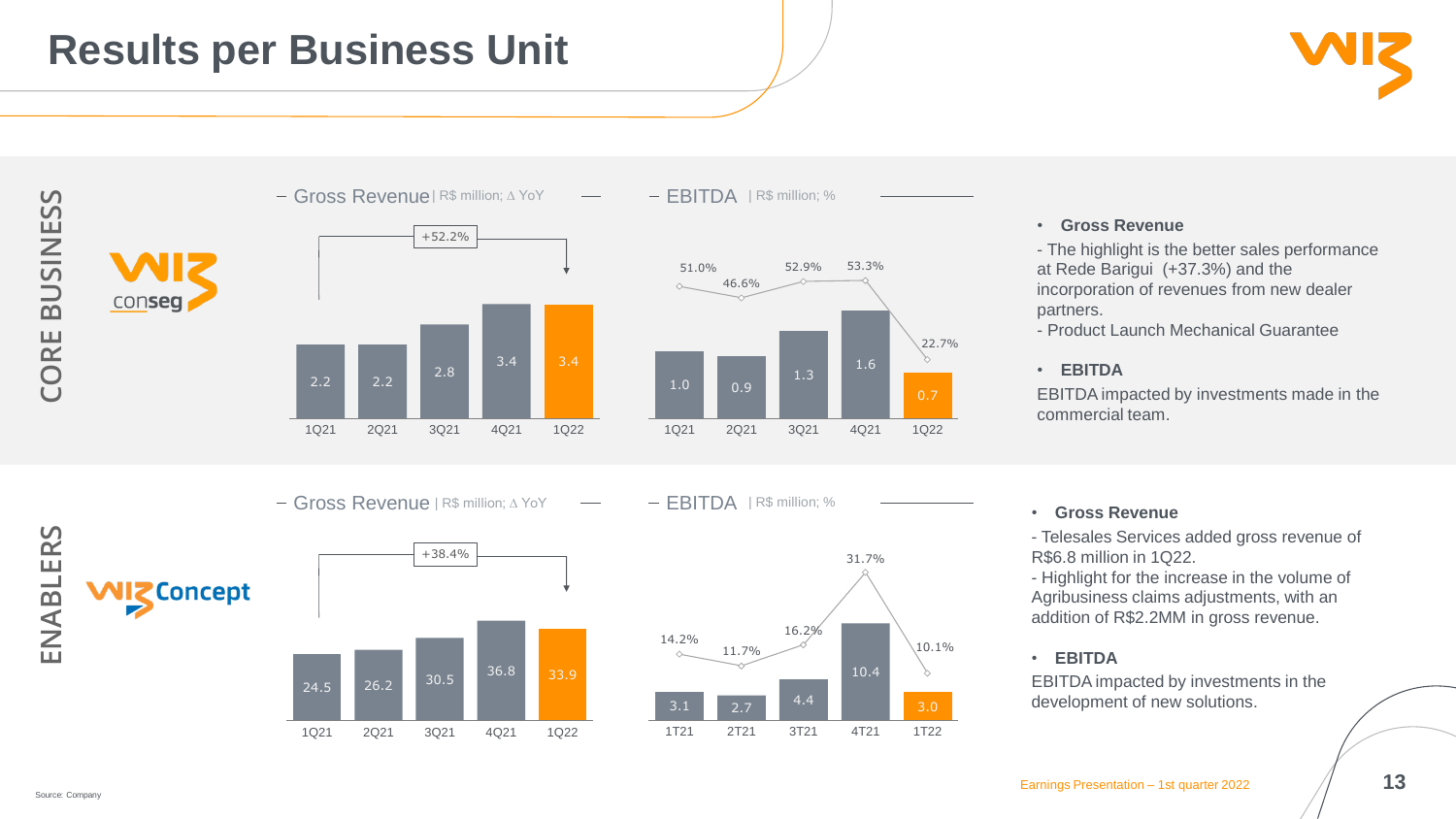# Results per Business Unit

## CORE BUSINESS

**Wiz conseg**

**Gross Revenue** | R$ million; Δ YoY

| | 1Q21 | 2Q21 | 3Q21 | 4Q21 | 1Q22 |
|---|---|---|---|---|---|
| Gross Revenue | 2.2 | 2.2 | 2.8 | 3.4 | 3.4 |

+52.2% (1Q21 → 1Q22)

**EBITDA** | R$ million; %

| | 1Q21 | 2Q21 | 3Q21 | 4Q21 | 1Q22 |
|---|---|---|---|---|---|
| EBITDA | 1.0 | 0.9 | 1.3 | 1.6 | 0.7 |
| Margin | 51.0% | 46.6% | 52.9% | 53.3% | 22.7% |

- **Gross Revenue**

  - The highlight is the better sales performance at Rede Barigui (+37.3%) and the incorporation of revenues from new dealer partners.
  - Product Launch Mechanical Guarantee

- **EBITDA**

  EBITDA impacted by investments made in the commercial team.

## ENABLERS

**Wiz Concept**

**Gross Revenue** | R$ million; Δ YoY

| | 1Q21 | 2Q21 | 3Q21 | 4Q21 | 1Q22 |
|---|---|---|---|---|---|
| Gross Revenue | 24.5 | 26.2 | 30.5 | 36.8 | 33.9 |

+38.4% (1Q21 → 1Q22)

**EBITDA** | R$ million; %

| | 1T21 | 2T21 | 3T21 | 4T21 | 1T22 |
|---|---|---|---|---|---|
| EBITDA | 3.1 | 2.7 | 4.4 | 10.4 | 3.0 |
| Margin | 14.2% | 11.7% | 16.2% | 31.7% | 10.1% |

- **Gross Revenue**

  - Telesales Services added gross revenue of R$6.8 million in 1Q22.
  - Highlight for the increase in the volume of Agribusiness claims adjustments, with an addition of R$2.2MM in gross revenue.

- **EBITDA**

  EBITDA impacted by investments in the development of new solutions.

Source: Company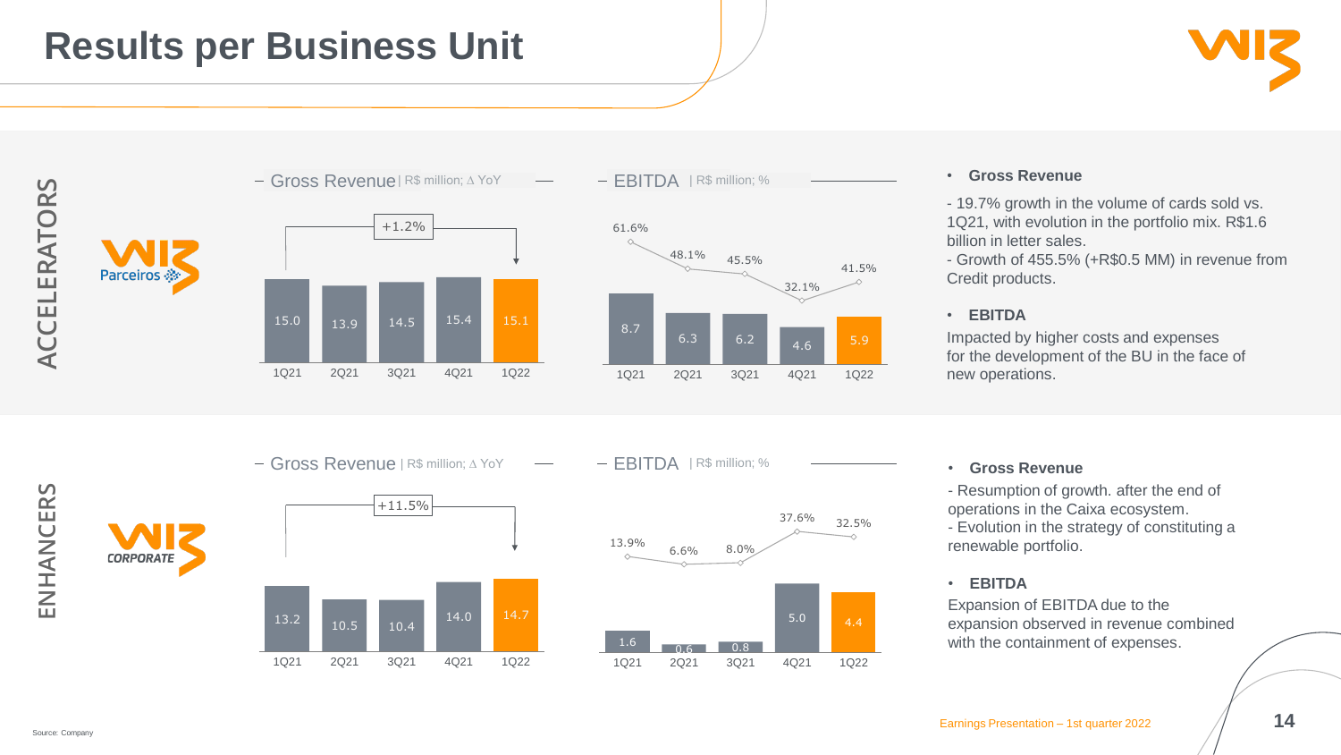# Results per Business Unit

## ACCELERATORS

WIZ Parceiros

**Gross Revenue** | R$ million; Δ YoY

| | 1Q21 | 2Q21 | 3Q21 | 4Q21 | 1Q22 |
|---|---|---|---|---|---|
| Gross Revenue | 15.0 | 13.9 | 14.5 | 15.4 | 15.1 |

+1.2% (1Q21 vs 1Q22)

**EBITDA** | R$ million; %

| | 1Q21 | 2Q21 | 3Q21 | 4Q21 | 1Q22 |
|---|---|---|---|---|---|
| EBITDA | 8.7 | 6.3 | 6.2 | 4.6 | 5.9 |
| Margin | 61.6% | 48.1% | 45.5% | 32.1% | 41.5% |

- **Gross Revenue**

- 19.7% growth in the volume of cards sold vs. 1Q21, with evolution in the portfolio mix. R$1.6 billion in letter sales.
- Growth of 455.5% (+R$0.5 MM) in revenue from Credit products.

- **EBITDA**

Impacted by higher costs and expenses for the development of the BU in the face of new operations.

## ENHANCERS

WIZ CORPORATE

**Gross Revenue** | R$ million; Δ YoY

| | 1Q21 | 2Q21 | 3Q21 | 4Q21 | 1Q22 |
|---|---|---|---|---|---|
| Gross Revenue | 13.2 | 10.5 | 10.4 | 14.0 | 14.7 |

+11.5% (1Q21 vs 1Q22)

**EBITDA** | R$ million; %

| | 1Q21 | 2Q21 | 3Q21 | 4Q21 | 1Q22 |
|---|---|---|---|---|---|
| EBITDA | 1.6 | 0.6 | 0.8 | 5.0 | 4.4 |
| Margin | 13.9% | 6.6% | 8.0% | 37.6% | 32.5% |

- **Gross Revenue**

- Resumption of growth. after the end of operations in the Caixa ecosystem.
- Evolution in the strategy of constituting a renewable portfolio.

- **EBITDA**

Expansion of EBITDA due to the expansion observed in revenue combined with the containment of expenses.

Source: Company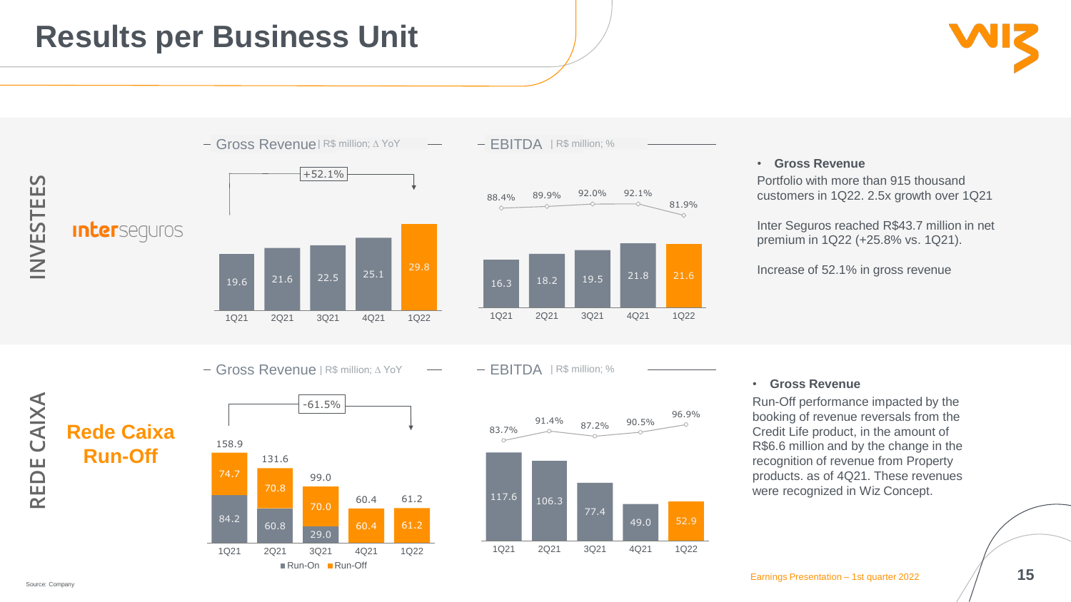# Results per Business Unit

## INVESTEES

**interseguros**

**Gross Revenue** | R$ million; Δ YoY

| | 1Q21 | 2Q21 | 3Q21 | 4Q21 | 1Q22 |
|---|---|---|---|---|---|
| Gross Revenue | 19.6 | 21.6 | 22.5 | 25.1 | 29.8 |

+52.1%

**EBITDA** | R$ million; %

| | 1Q21 | 2Q21 | 3Q21 | 4Q21 | 1Q22 |
|---|---|---|---|---|---|
| EBITDA | 16.3 | 18.2 | 19.5 | 21.8 | 21.6 |
| Margin | 88.4% | 89.9% | 92.0% | 92.1% | 81.9% |

- **Gross Revenue**

Portfolio with more than 915 thousand customers in 1Q22. 2.5x growth over 1Q21

Inter Seguros reached R$43.7 million in net premium in 1Q22 (+25.8% vs. 1Q21).

Increase of 52.1% in gross revenue

## REDE CAIXA

**Rede Caixa Run-Off**

**Gross Revenue** | R$ million; Δ YoY

| | 1Q21 | 2Q21 | 3Q21 | 4Q21 | 1Q22 |
|---|---|---|---|---|---|
| Run-On | 84.2 | 60.8 | 29.0 | | |
| Run-Off | 74.7 | 70.8 | 70.0 | 60.4 | 61.2 |
| Total | 158.9 | 131.6 | 99.0 | 60.4 | 61.2 |

-61.5%

**EBITDA** | R$ million; %

| | 1Q21 | 2Q21 | 3Q21 | 4Q21 | 1Q22 |
|---|---|---|---|---|---|
| EBITDA | 117.6 | 106.3 | 77.4 | 49.0 | 52.9 |
| Margin | 83.7% | 91.4% | 87.2% | 90.5% | 96.9% |

- **Gross Revenue**

Run-Off performance impacted by the booking of revenue reversals from the Credit Life product, in the amount of R$6.6 million and by the change in the recognition of revenue from Property products. as of 4Q21. These revenues were recognized in Wiz Concept.

Source: Company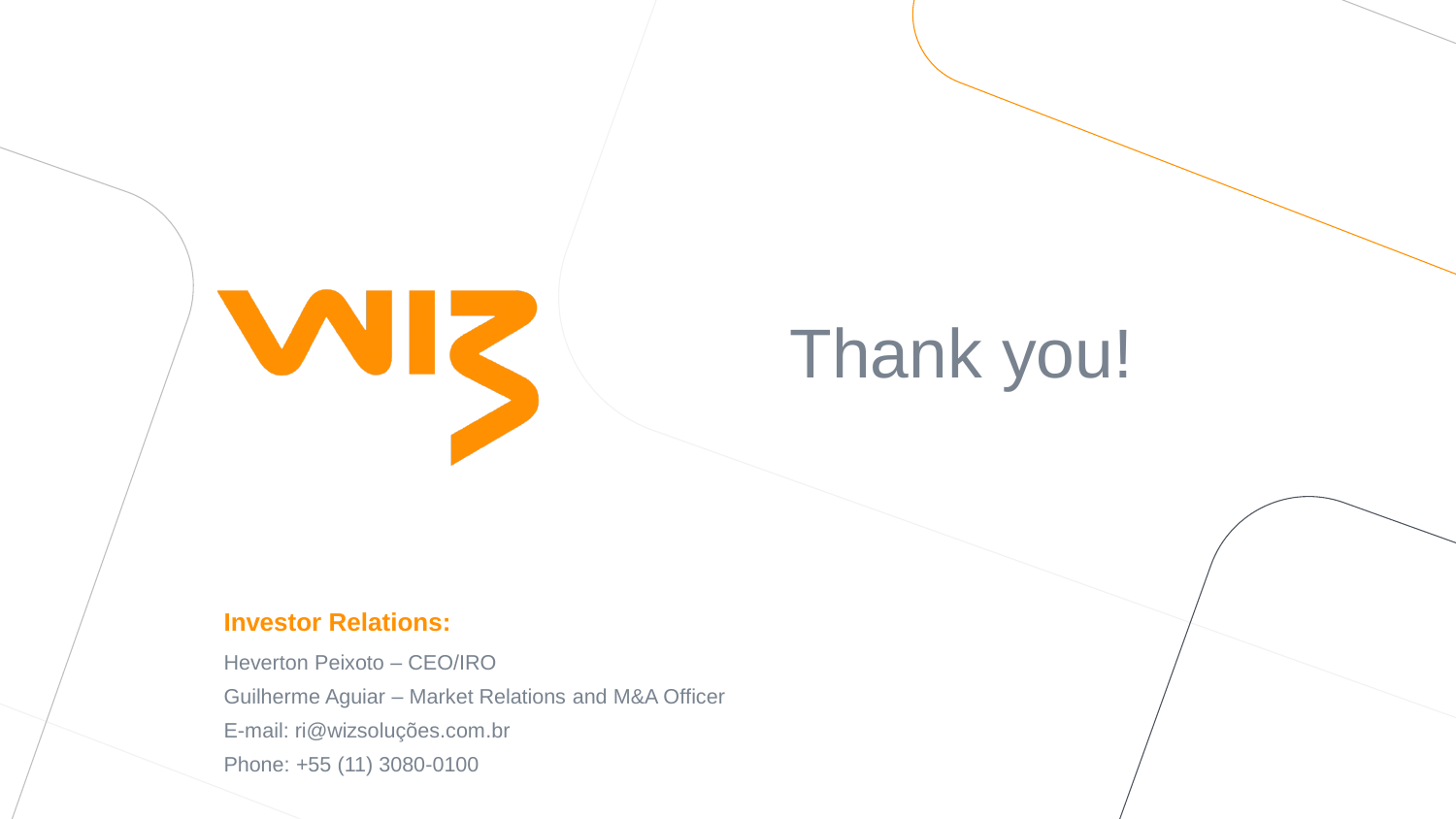# Thank you!

**Investor Relations:**

Heverton Peixoto – CEO/IRO

Guilherme Aguiar – Market Relations and M&A Officer

E-mail: ri@wizsoluções.com.br

Phone: +55 (11) 3080-0100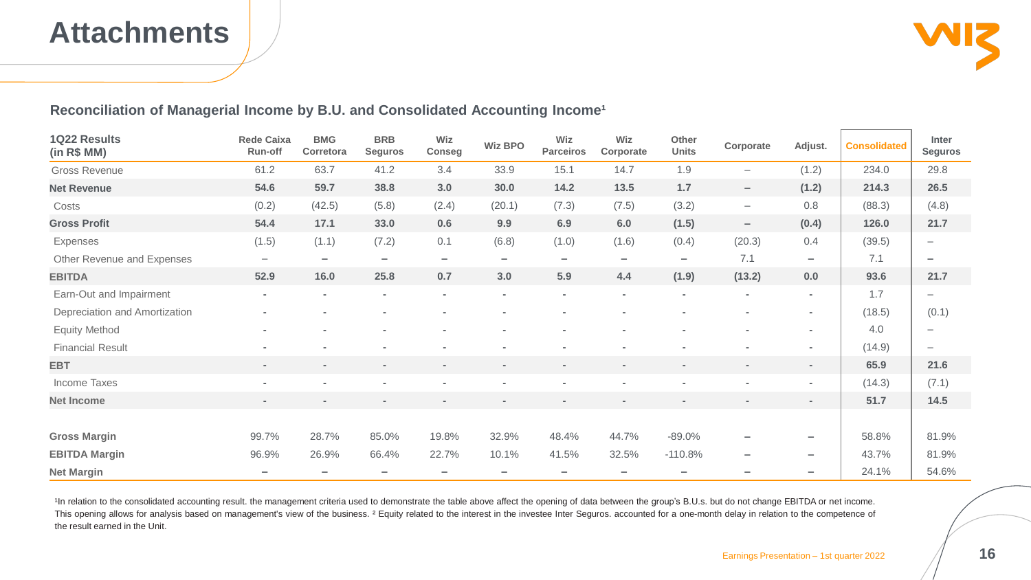# Attachments

## Reconciliation of Managerial Income by B.U. and Consolidated Accounting Income[1]

| 1Q22 Results (in R$ MM) | Rede Caixa Run-off | BMG Corretora | BRB Seguros | Wiz Conseg | Wiz BPO | Wiz Parceiros | Wiz Corporate | Other Units | Corporate | Adjust. | Consolidated | Inter Seguros |
|---|---|---|---|---|---|---|---|---|---|---|---|---|
| Gross Revenue | 61.2 | 63.7 | 41.2 | 3.4 | 33.9 | 15.1 | 14.7 | 1.9 | – | (1.2) | 234.0 | 29.8 |
| **Net Revenue** | **54.6** | **59.7** | **38.8** | **3.0** | **30.0** | **14.2** | **13.5** | **1.7** | **–** | **(1.2)** | **214.3** | **26.5** |
| Costs | (0.2) | (42.5) | (5.8) | (2.4) | (20.1) | (7.3) | (7.5) | (3.2) | – | 0.8 | (88.3) | (4.8) |
| **Gross Profit** | **54.4** | **17.1** | **33.0** | **0.6** | **9.9** | **6.9** | **6.0** | **(1.5)** | **–** | **(0.4)** | **126.0** | **21.7** |
| Expenses | (1.5) | (1.1) | (7.2) | 0.1 | (6.8) | (1.0) | (1.6) | (0.4) | (20.3) | 0.4 | (39.5) | – |
| Other Revenue and Expenses | – | – | – | – | – | – | – | – | 7.1 | – | 7.1 | – |
| **EBITDA** | **52.9** | **16.0** | **25.8** | **0.7** | **3.0** | **5.9** | **4.4** | **(1.9)** | **(13.2)** | **0.0** | **93.6** | **21.7** |
| Earn-Out and Impairment | - | - | - | - | - | - | - | - | - | - | 1.7 | – |
| Depreciation and Amortization | - | - | - | - | - | - | - | - | - | - | (18.5) | (0.1) |
| Equity Method | - | - | - | - | - | - | - | - | - | - | 4.0 | – |
| Financial Result | - | - | - | - | - | - | - | - | - | - | (14.9) | – |
| **EBT** | - | - | - | - | - | - | - | - | - | - | **65.9** | **21.6** |
| Income Taxes | - | - | - | - | - | - | - | - | - | - | (14.3) | (7.1) |
| **Net Income** | - | - | - | - | - | - | - | - | - | - | **51.7** | **14.5** |
| | | | | | | | | | | | | |
| **Gross Margin** | 99.7% | 28.7% | 85.0% | 19.8% | 32.9% | 48.4% | 44.7% | -89.0% | – | – | 58.8% | 81.9% |
| **EBITDA Margin** | 96.9% | 26.9% | 66.4% | 22.7% | 10.1% | 41.5% | 32.5% | -110.8% | – | – | 43.7% | 81.9% |
| **Net Margin** | – | – | – | – | – | – | – | – | – | – | 24.1% | 54.6% |

[1]In relation to the consolidated accounting result. the management criteria used to demonstrate the table above affect the opening of data between the group's B.U.s. but do not change EBITDA or net income. This opening allows for analysis based on management's view of the business. [2] Equity related to the interest in the investee Inter Seguros. accounted for a one-month delay in relation to the competence of the result earned in the Unit.